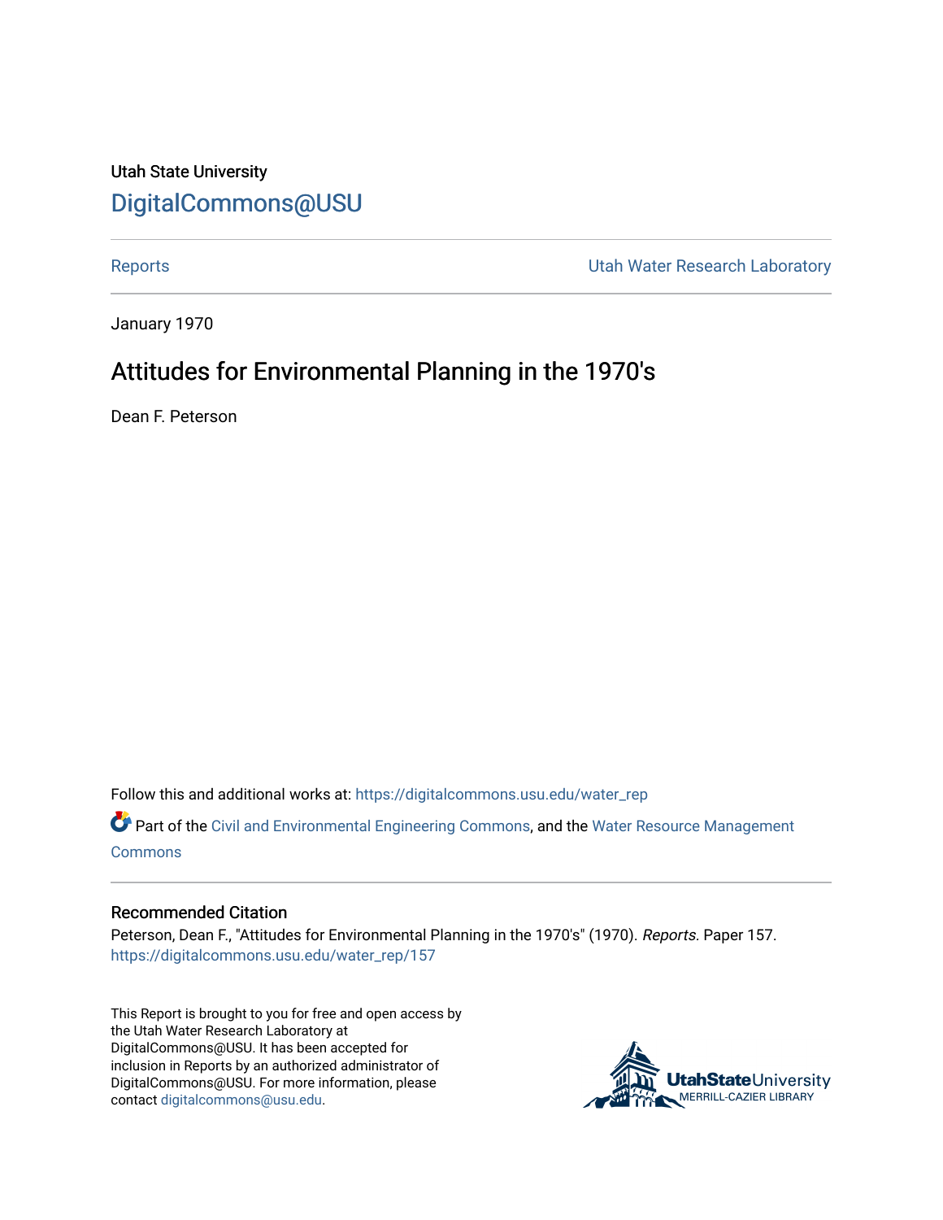Utah State University

# DigitalCommons@USU

Reports

Utah Water Research Laboratory

January 1970

## Attitudes for Environmental Planning in the 1970's

Dean F. Peterson

Follow this and additional works at: https://digitalcommons.usu.edu/water_rep

Part of the Civil and Environmental Engineering Commons, and the Water Resource Management Commons

### Recommended Citation

Peterson, Dean F., "Attitudes for Environmental Planning in the 1970's" (1970). *Reports.* Paper 157.
https://digitalcommons.usu.edu/water_rep/157

This Report is brought to you for free and open access by the Utah Water Research Laboratory at DigitalCommons@USU. It has been accepted for inclusion in Reports by an authorized administrator of DigitalCommons@USU. For more information, please contact digitalcommons@usu.edu.

UtahStateUniversity
MERRILL-CAZIER LIBRARY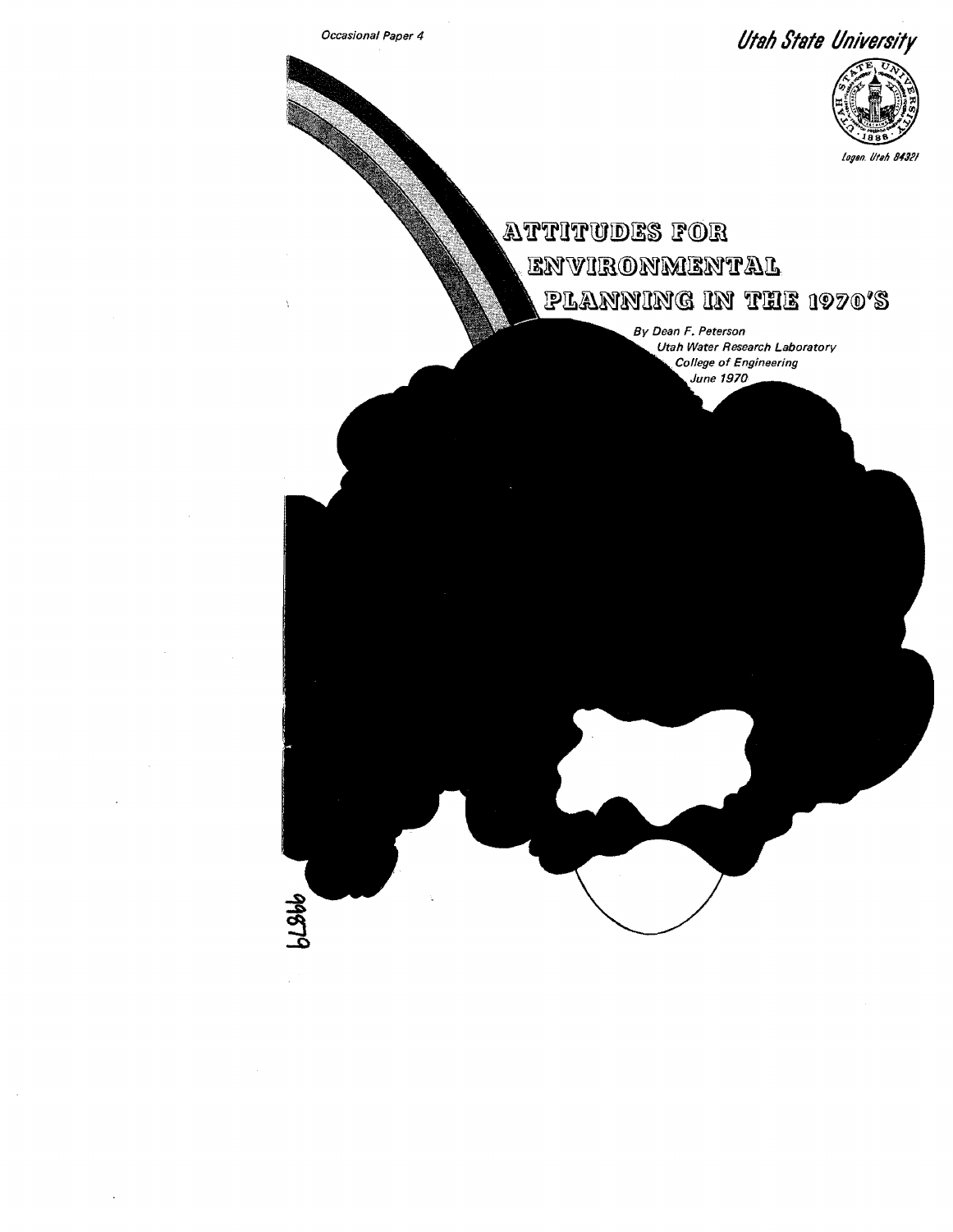Occasional Paper 4

Utah State University

Logan, Utah 84321

# ATTITUDES FOR ENVIRONMENTAL PLANNING IN THE 1970'S

*By Dean F. Peterson*
*Utah Water Research Laboratory*
*College of Engineering*
*June 1970*

94679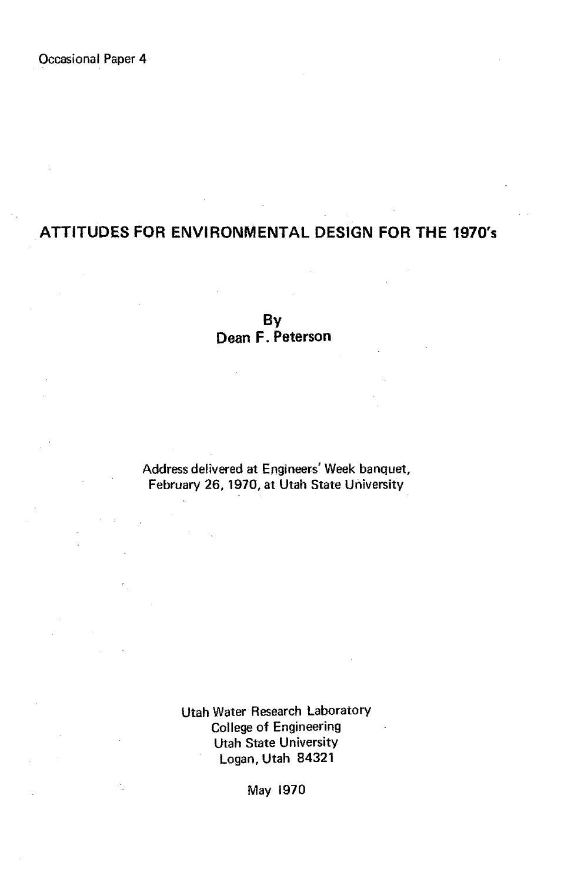Occasional Paper 4

# ATTITUDES FOR ENVIRONMENTAL DESIGN FOR THE 1970's

By
Dean F. Peterson

Address delivered at Engineers' Week banquet,
February 26, 1970, at Utah State University

Utah Water Research Laboratory
College of Engineering
Utah State University
Logan, Utah 84321

May 1970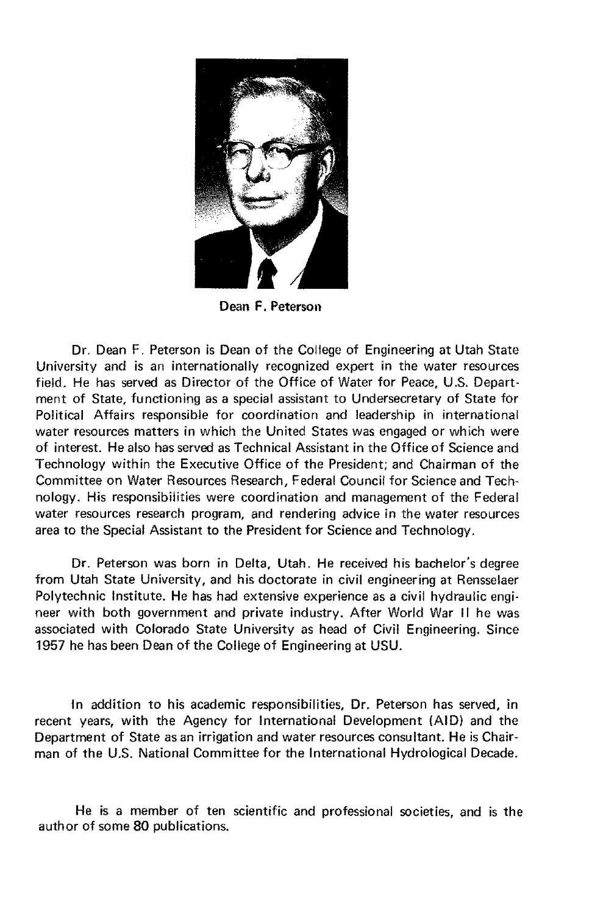**Dean F. Peterson**

Dr. Dean F. Peterson is Dean of the College of Engineering at Utah State University and is an internationally recognized expert in the water resources field. He has served as Director of the Office of Water for Peace, U.S. Department of State, functioning as a special assistant to Undersecretary of State for Political Affairs responsible for coordination and leadership in international water resources matters in which the United States was engaged or which were of interest. He also has served as Technical Assistant in the Office of Science and Technology within the Executive Office of the President; and Chairman of the Committee on Water Resources Research, Federal Council for Science and Technology. His responsibilities were coordination and management of the Federal water resources research program, and rendering advice in the water resources area to the Special Assistant to the President for Science and Technology.

Dr. Peterson was born in Delta, Utah. He received his bachelor's degree from Utah State University, and his doctorate in civil engineering at Rensselaer Polytechnic Institute. He has had extensive experience as a civil hydraulic engineer with both government and private industry. After World War II he was associated with Colorado State University as head of Civil Engineering. Since 1957 he has been Dean of the College of Engineering at USU.

In addition to his academic responsibilities, Dr. Peterson has served, in recent years, with the Agency for International Development (AID) and the Department of State as an irrigation and water resources consultant. He is Chairman of the U.S. National Committee for the International Hydrological Decade.

He is a member of ten scientific and professional societies, and is the author of some 80 publications.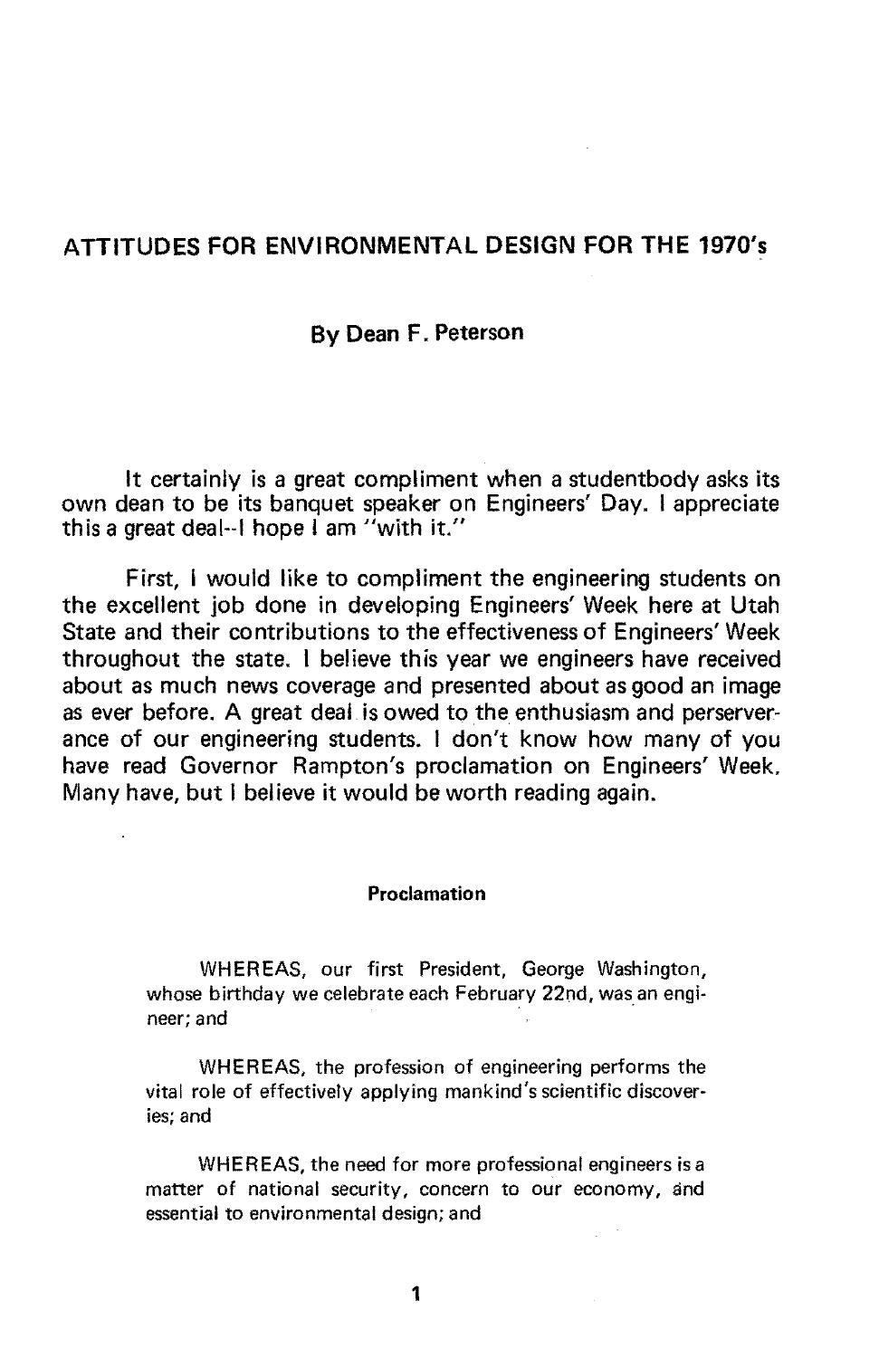# ATTITUDES FOR ENVIRONMENTAL DESIGN FOR THE 1970's

### By Dean F. Peterson

It certainly is a great compliment when a studentbody asks its own dean to be its banquet speaker on Engineers' Day. I appreciate this a great deal--I hope I am "with it."

First, I would like to compliment the engineering students on the excellent job done in developing Engineers' Week here at Utah State and their contributions to the effectiveness of Engineers' Week throughout the state. I believe this year we engineers have received about as much news coverage and presented about as good an image as ever before. A great deal is owed to the enthusiasm and perserverance of our engineering students. I don't know how many of you have read Governor Rampton's proclamation on Engineers' Week. Many have, but I believe it would be worth reading again.

**Proclamation**

> WHEREAS, our first President, George Washington, whose birthday we celebrate each February 22nd, was an engineer; and
>
> WHEREAS, the profession of engineering performs the vital role of effectively applying mankind's scientific discoveries; and
>
> WHEREAS, the need for more professional engineers is a matter of national security, concern to our economy, and essential to environmental design; and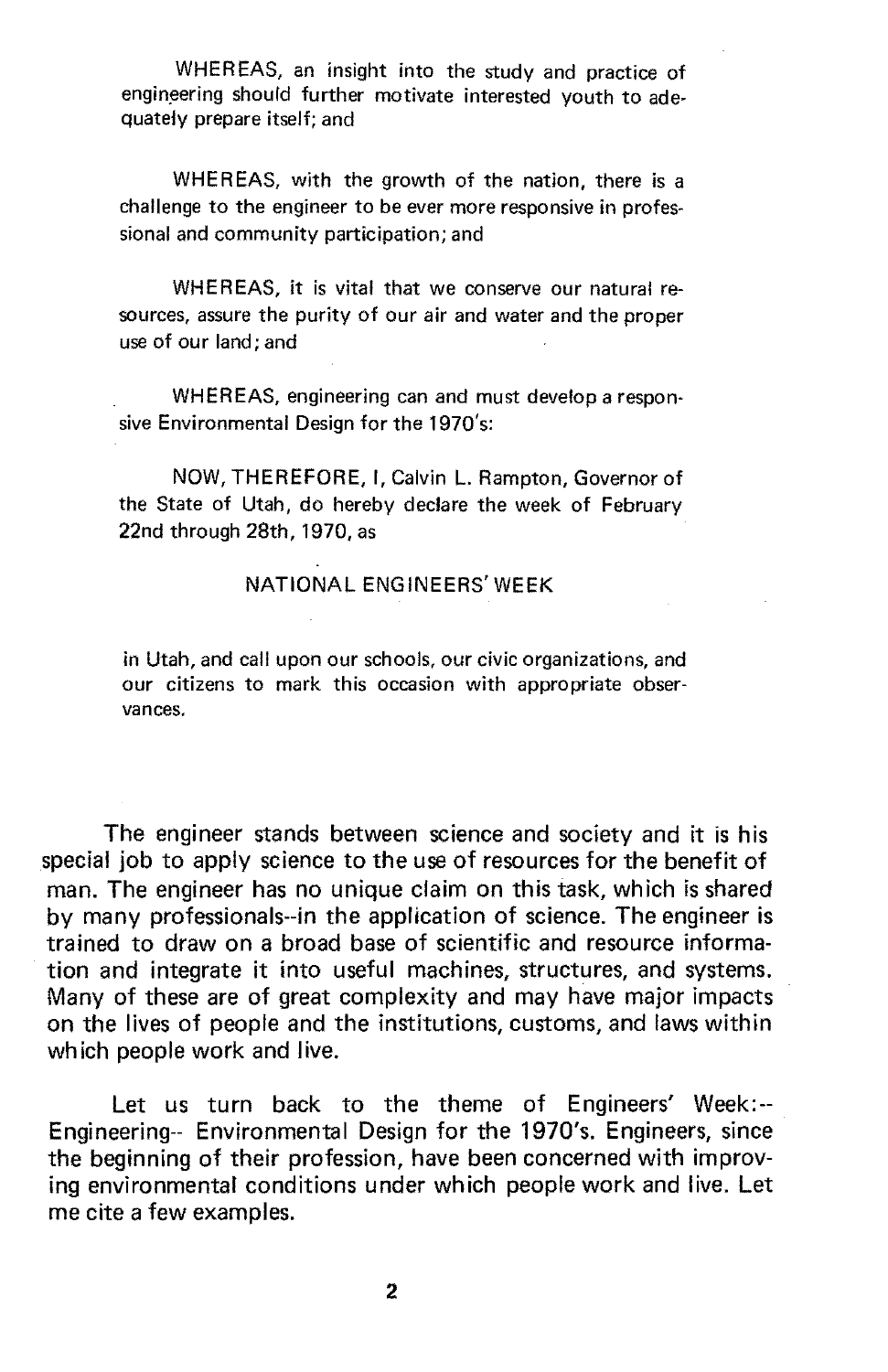WHEREAS, an insight into the study and practice of engineering should further motivate interested youth to adequately prepare itself; and

WHEREAS, with the growth of the nation, there is a challenge to the engineer to be ever more responsive in professional and community participation; and

WHEREAS, it is vital that we conserve our natural resources, assure the purity of our air and water and the proper use of our land; and

WHEREAS, engineering can and must develop a responsive Environmental Design for the 1970's:

NOW, THEREFORE, I, Calvin L. Rampton, Governor of the State of Utah, do hereby declare the week of February 22nd through 28th, 1970, as

NATIONAL ENGINEERS' WEEK

in Utah, and call upon our schools, our civic organizations, and our citizens to mark this occasion with appropriate observances.

The engineer stands between science and society and it is his special job to apply science to the use of resources for the benefit of man. The engineer has no unique claim on this task, which is shared by many professionals--in the application of science. The engineer is trained to draw on a broad base of scientific and resource information and integrate it into useful machines, structures, and systems. Many of these are of great complexity and may have major impacts on the lives of people and the institutions, customs, and laws within which people work and live.

Let us turn back to the theme of Engineers' Week:-- Engineering-- Environmental Design for the 1970's. Engineers, since the beginning of their profession, have been concerned with improving environmental conditions under which people work and live. Let me cite a few examples.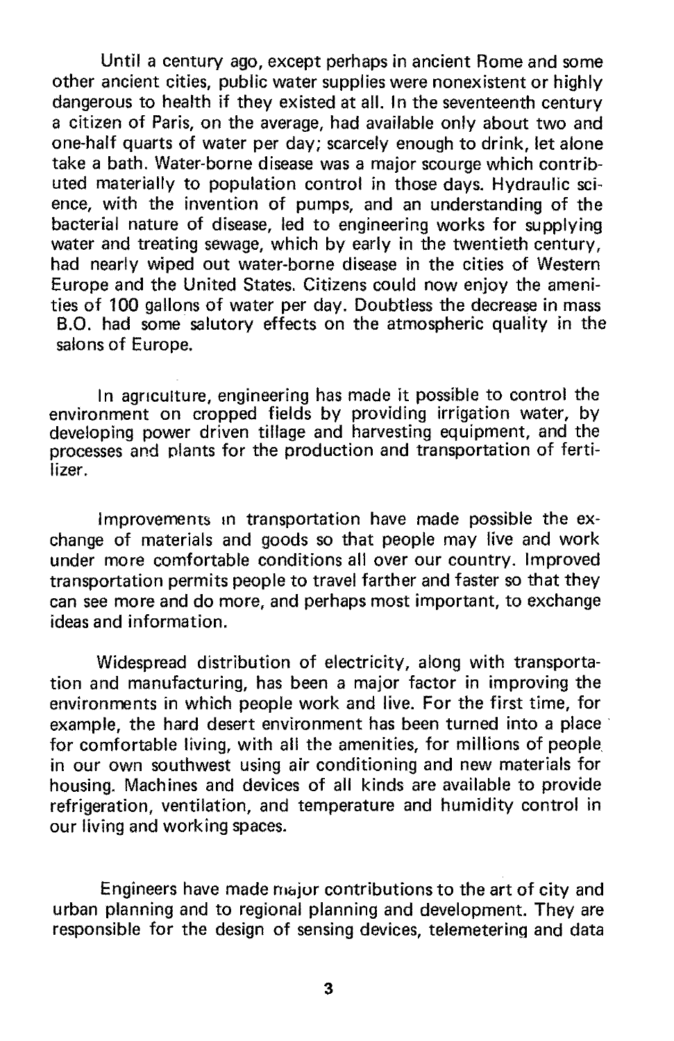Until a century ago, except perhaps in ancient Rome and some other ancient cities, public water supplies were nonexistent or highly dangerous to health if they existed at all. In the seventeenth century a citizen of Paris, on the average, had available only about two and one-half quarts of water per day; scarcely enough to drink, let alone take a bath. Water-borne disease was a major scourge which contributed materially to population control in those days. Hydraulic science, with the invention of pumps, and an understanding of the bacterial nature of disease, led to engineering works for supplying water and treating sewage, which by early in the twentieth century, had nearly wiped out water-borne disease in the cities of Western Europe and the United States. Citizens could now enjoy the amenities of 100 gallons of water per day. Doubtless the decrease in mass B.O. had some salutory effects on the atmospheric quality in the salons of Europe.

In agriculture, engineering has made it possible to control the environment on cropped fields by providing irrigation water, by developing power driven tillage and harvesting equipment, and the processes and plants for the production and transportation of fertilizer.

Improvements in transportation have made possible the exchange of materials and goods so that people may live and work under more comfortable conditions all over our country. Improved transportation permits people to travel farther and faster so that they can see more and do more, and perhaps most important, to exchange ideas and information.

Widespread distribution of electricity, along with transportation and manufacturing, has been a major factor in improving the environments in which people work and live. For the first time, for example, the hard desert environment has been turned into a place for comfortable living, with all the amenities, for millions of people in our own southwest using air conditioning and new materials for housing. Machines and devices of all kinds are available to provide refrigeration, ventilation, and temperature and humidity control in our living and working spaces.

Engineers have made major contributions to the art of city and urban planning and to regional planning and development. They are responsible for the design of sensing devices, telemetering and data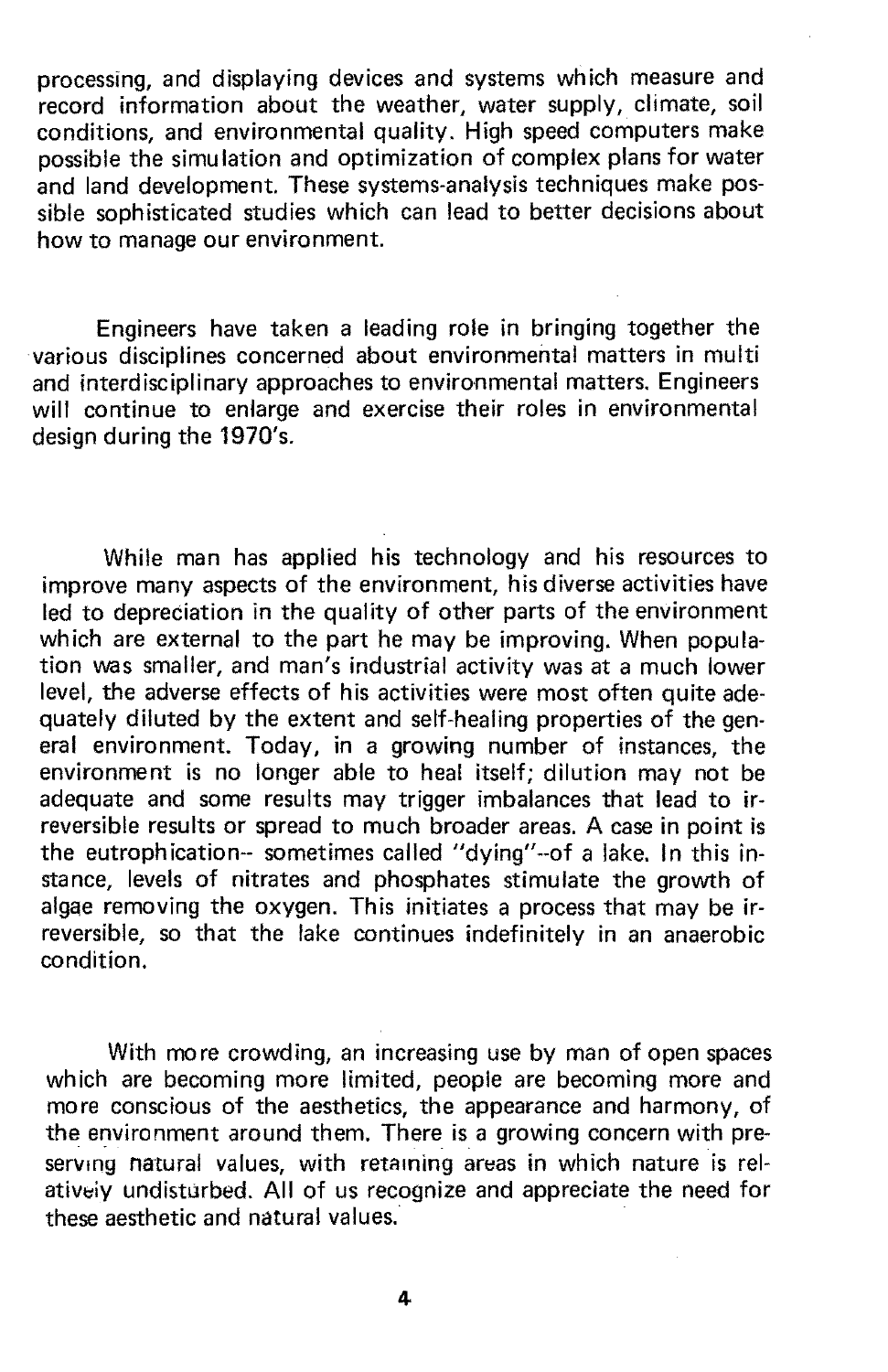processing, and displaying devices and systems which measure and record information about the weather, water supply, climate, soil conditions, and environmental quality. High speed computers make possible the simulation and optimization of complex plans for water and land development. These systems-analysis techniques make possible sophisticated studies which can lead to better decisions about how to manage our environment.

Engineers have taken a leading role in bringing together the various disciplines concerned about environmental matters in multi and interdisciplinary approaches to environmental matters. Engineers will continue to enlarge and exercise their roles in environmental design during the 1970's.

While man has applied his technology and his resources to improve many aspects of the environment, his diverse activities have led to depreciation in the quality of other parts of the environment which are external to the part he may be improving. When population was smaller, and man's industrial activity was at a much lower level, the adverse effects of his activities were most often quite adequately diluted by the extent and self-healing properties of the general environment. Today, in a growing number of instances, the environment is no longer able to heal itself; dilution may not be adequate and some results may trigger imbalances that lead to irreversible results or spread to much broader areas. A case in point is the eutrophication-- sometimes called "dying"--of a lake. In this instance, levels of nitrates and phosphates stimulate the growth of algae removing the oxygen. This initiates a process that may be irreversible, so that the lake continues indefinitely in an anaerobic condition.

With more crowding, an increasing use by man of open spaces which are becoming more limited, people are becoming more and more conscious of the aesthetics, the appearance and harmony, of the environment around them. There is a growing concern with preserving natural values, with retaining areas in which nature is relatively undisturbed. All of us recognize and appreciate the need for these aesthetic and natural values.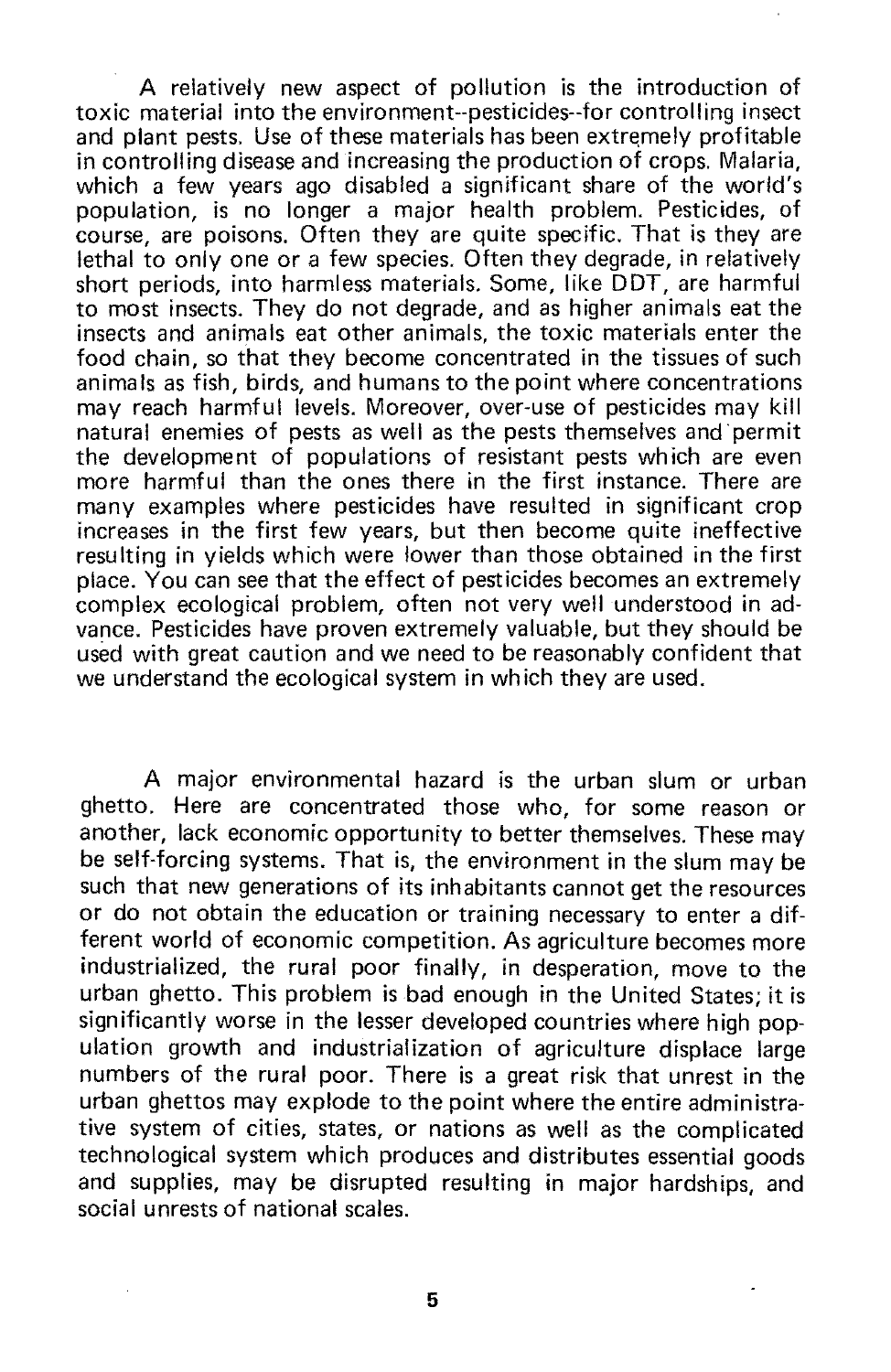A relatively new aspect of pollution is the introduction of toxic material into the environment--pesticides--for controlling insect and plant pests. Use of these materials has been extremely profitable in controlling disease and increasing the production of crops. Malaria, which a few years ago disabled a significant share of the world's population, is no longer a major health problem. Pesticides, of course, are poisons. Often they are quite specific. That is they are lethal to only one or a few species. Often they degrade, in relatively short periods, into harmless materials. Some, like DDT, are harmful to most insects. They do not degrade, and as higher animals eat the insects and animals eat other animals, the toxic materials enter the food chain, so that they become concentrated in the tissues of such animals as fish, birds, and humans to the point where concentrations may reach harmful levels. Moreover, over-use of pesticides may kill natural enemies of pests as well as the pests themselves and permit the development of populations of resistant pests which are even more harmful than the ones there in the first instance. There are many examples where pesticides have resulted in significant crop increases in the first few years, but then become quite ineffective resulting in yields which were lower than those obtained in the first place. You can see that the effect of pesticides becomes an extremely complex ecological problem, often not very well understood in advance. Pesticides have proven extremely valuable, but they should be used with great caution and we need to be reasonably confident that we understand the ecological system in which they are used.

A major environmental hazard is the urban slum or urban ghetto. Here are concentrated those who, for some reason or another, lack economic opportunity to better themselves. These may be self-forcing systems. That is, the environment in the slum may be such that new generations of its inhabitants cannot get the resources or do not obtain the education or training necessary to enter a different world of economic competition. As agriculture becomes more industrialized, the rural poor finally, in desperation, move to the urban ghetto. This problem is bad enough in the United States; it is significantly worse in the lesser developed countries where high population growth and industrialization of agriculture displace large numbers of the rural poor. There is a great risk that unrest in the urban ghettos may explode to the point where the entire administrative system of cities, states, or nations as well as the complicated technological system which produces and distributes essential goods and supplies, may be disrupted resulting in major hardships, and social unrests of national scales.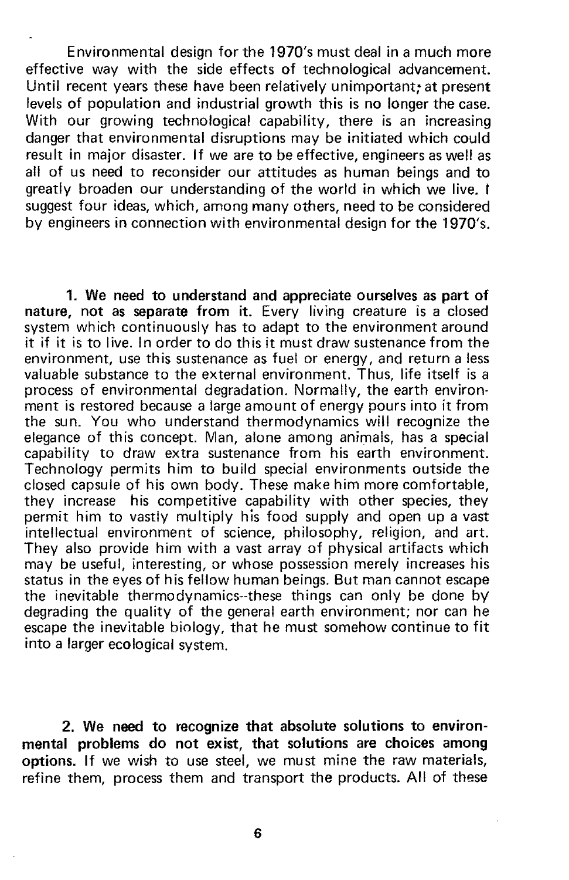Environmental design for the 1970's must deal in a much more effective way with the side effects of technological advancement. Until recent years these have been relatively unimportant; at present levels of population and industrial growth this is no longer the case. With our growing technological capability, there is an increasing danger that environmental disruptions may be initiated which could result in major disaster. If we are to be effective, engineers as well as all of us need to reconsider our attitudes as human beings and to greatly broaden our understanding of the world in which we live. I suggest four ideas, which, among many others, need to be considered by engineers in connection with environmental design for the 1970's.

**1. We need to understand and appreciate ourselves as part of nature, not as separate from it.** Every living creature is a closed system which continuously has to adapt to the environment around it if it is to live. In order to do this it must draw sustenance from the environment, use this sustenance as fuel or energy, and return a less valuable substance to the external environment. Thus, life itself is a process of environmental degradation. Normally, the earth environment is restored because a large amount of energy pours into it from the sun. You who understand thermodynamics will recognize the elegance of this concept. Man, alone among animals, has a special capability to draw extra sustenance from his earth environment. Technology permits him to build special environments outside the closed capsule of his own body. These make him more comfortable, they increase his competitive capability with other species, they permit him to vastly multiply his food supply and open up a vast intellectual environment of science, philosophy, religion, and art. They also provide him with a vast array of physical artifacts which may be useful, interesting, or whose possession merely increases his status in the eyes of his fellow human beings. But man cannot escape the inevitable thermodynamics--these things can only be done by degrading the quality of the general earth environment; nor can he escape the inevitable biology, that he must somehow continue to fit into a larger ecological system.

**2. We need to recognize that absolute solutions to environmental problems do not exist, that solutions are choices among options.** If we wish to use steel, we must mine the raw materials, refine them, process them and transport the products. All of these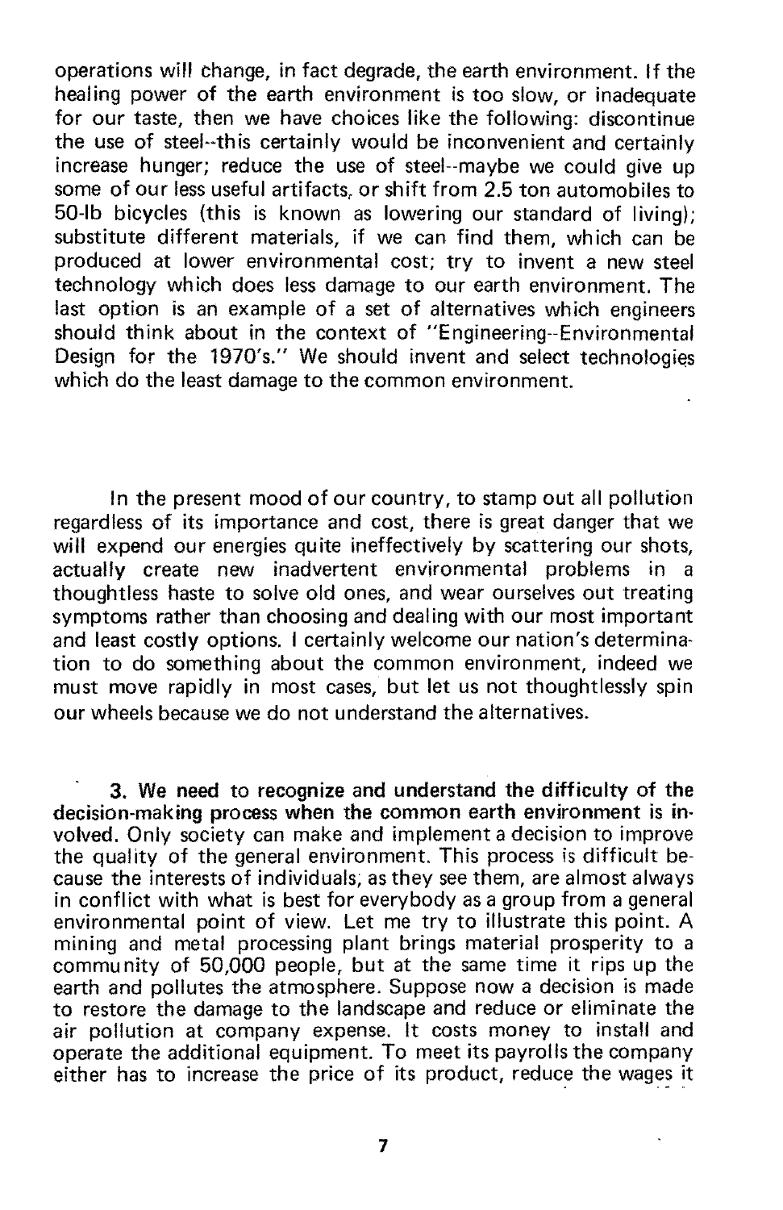operations will change, in fact degrade, the earth environment. If the healing power of the earth environment is too slow, or inadequate for our taste, then we have choices like the following: discontinue the use of steel--this certainly would be inconvenient and certainly increase hunger; reduce the use of steel--maybe we could give up some of our less useful artifacts, or shift from 2.5 ton automobiles to 50-lb bicycles (this is known as lowering our standard of living); substitute different materials, if we can find them, which can be produced at lower environmental cost; try to invent a new steel technology which does less damage to our earth environment. The last option is an example of a set of alternatives which engineers should think about in the context of "Engineering--Environmental Design for the 1970's." We should invent and select technologies which do the least damage to the common environment.

In the present mood of our country, to stamp out all pollution regardless of its importance and cost, there is great danger that we will expend our energies quite ineffectively by scattering our shots, actually create new inadvertent environmental problems in a thoughtless haste to solve old ones, and wear ourselves out treating symptoms rather than choosing and dealing with our most important and least costly options. I certainly welcome our nation's determination to do something about the common environment, indeed we must move rapidly in most cases, but let us not thoughtlessly spin our wheels because we do not understand the alternatives.

**3. We need to recognize and understand the difficulty of the decision-making process when the common earth environment is involved.** Only society can make and implement a decision to improve the quality of the general environment. This process is difficult because the interests of individuals, as they see them, are almost always in conflict with what is best for everybody as a group from a general environmental point of view. Let me try to illustrate this point. A mining and metal processing plant brings material prosperity to a community of 50,000 people, but at the same time it rips up the earth and pollutes the atmosphere. Suppose now a decision is made to restore the damage to the landscape and reduce or eliminate the air pollution at company expense. It costs money to install and operate the additional equipment. To meet its payrolls the company either has to increase the price of its product, reduce the wages it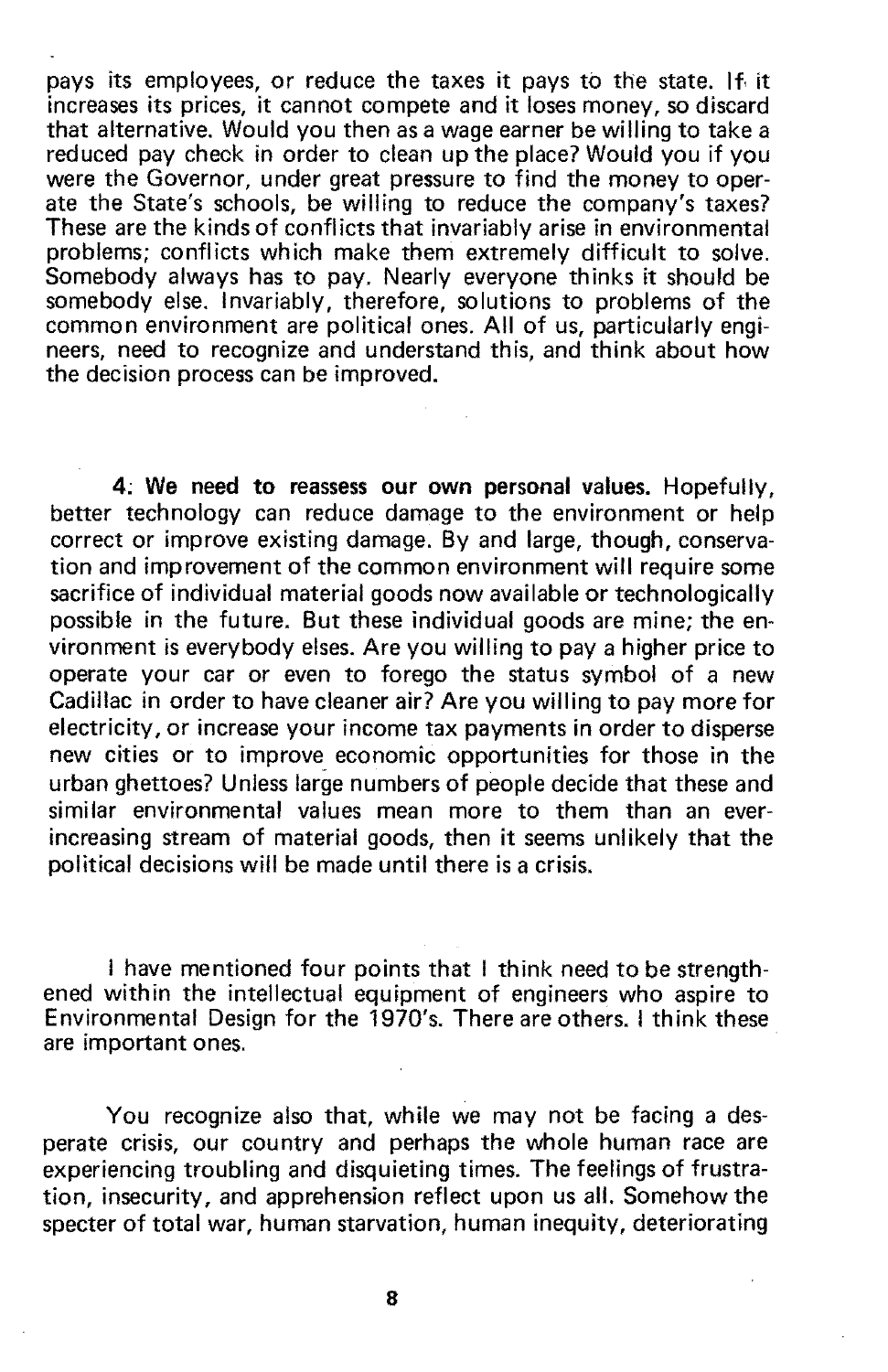pays its employees, or reduce the taxes it pays to the state. If it increases its prices, it cannot compete and it loses money, so discard that alternative. Would you then as a wage earner be willing to take a reduced pay check in order to clean up the place? Would you if you were the Governor, under great pressure to find the money to operate the State's schools, be willing to reduce the company's taxes? These are the kinds of conflicts that invariably arise in environmental problems; conflicts which make them extremely difficult to solve. Somebody always has to pay. Nearly everyone thinks it should be somebody else. Invariably, therefore, solutions to problems of the common environment are political ones. All of us, particularly engineers, need to recognize and understand this, and think about how the decision process can be improved.

**4. We need to reassess our own personal values.** Hopefully, better technology can reduce damage to the environment or help correct or improve existing damage. By and large, though, conservation and improvement of the common environment will require some sacrifice of individual material goods now available or technologically possible in the future. But these individual goods are mine; the environment is everybody elses. Are you willing to pay a higher price to operate your car or even to forego the status symbol of a new Cadillac in order to have cleaner air? Are you willing to pay more for electricity, or increase your income tax payments in order to disperse new cities or to improve economic opportunities for those in the urban ghettoes? Unless large numbers of people decide that these and similar environmental values mean more to them than an ever-increasing stream of material goods, then it seems unlikely that the political decisions will be made until there is a crisis.

I have mentioned four points that I think need to be strengthened within the intellectual equipment of engineers who aspire to Environmental Design for the 1970's. There are others. I think these are important ones.

You recognize also that, while we may not be facing a desperate crisis, our country and perhaps the whole human race are experiencing troubling and disquieting times. The feelings of frustration, insecurity, and apprehension reflect upon us all. Somehow the specter of total war, human starvation, human inequity, deteriorating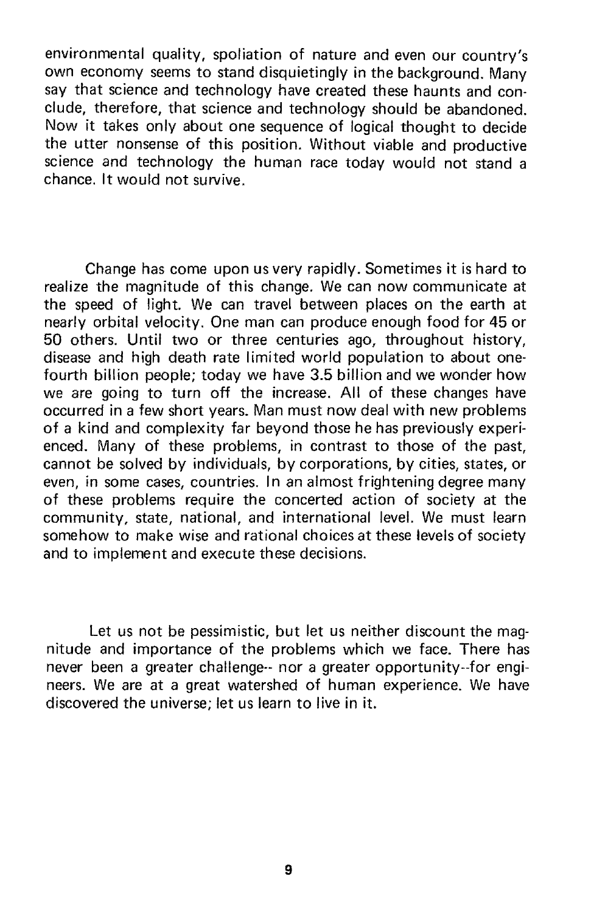environmental quality, spoliation of nature and even our country's own economy seems to stand disquietingly in the background. Many say that science and technology have created these haunts and conclude, therefore, that science and technology should be abandoned. Now it takes only about one sequence of logical thought to decide the utter nonsense of this position. Without viable and productive science and technology the human race today would not stand a chance. It would not survive.

Change has come upon us very rapidly. Sometimes it is hard to realize the magnitude of this change. We can now communicate at the speed of light. We can travel between places on the earth at nearly orbital velocity. One man can produce enough food for 45 or 50 others. Until two or three centuries ago, throughout history, disease and high death rate limited world population to about one-fourth billion people; today we have 3.5 billion and we wonder how we are going to turn off the increase. All of these changes have occurred in a few short years. Man must now deal with new problems of a kind and complexity far beyond those he has previously experienced. Many of these problems, in contrast to those of the past, cannot be solved by individuals, by corporations, by cities, states, or even, in some cases, countries. In an almost frightening degree many of these problems require the concerted action of society at the community, state, national, and international level. We must learn somehow to make wise and rational choices at these levels of society and to implement and execute these decisions.

Let us not be pessimistic, but let us neither discount the magnitude and importance of the problems which we face. There has never been a greater challenge-- nor a greater opportunity--for engineers. We are at a great watershed of human experience. We have discovered the universe; let us learn to live in it.